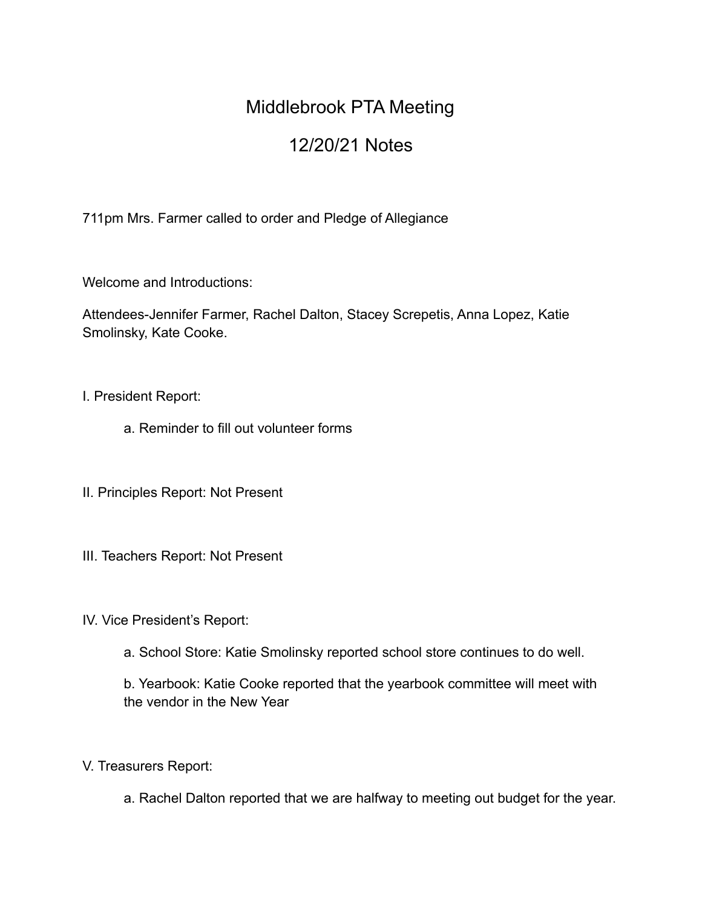# Middlebrook PTA Meeting

## 12/20/21 Notes

711pm Mrs. Farmer called to order and Pledge of Allegiance

Welcome and Introductions:

Attendees-Jennifer Farmer, Rachel Dalton, Stacey Screpetis, Anna Lopez, Katie Smolinsky, Kate Cooke.

I. President Report:

a. Reminder to fill out volunteer forms

II. Principles Report: Not Present

III. Teachers Report: Not Present

IV. Vice President's Report:

a. School Store: Katie Smolinsky reported school store continues to do well.

b. Yearbook: Katie Cooke reported that the yearbook committee will meet with the vendor in the New Year

V. Treasurers Report:

a. Rachel Dalton reported that we are halfway to meeting out budget for the year.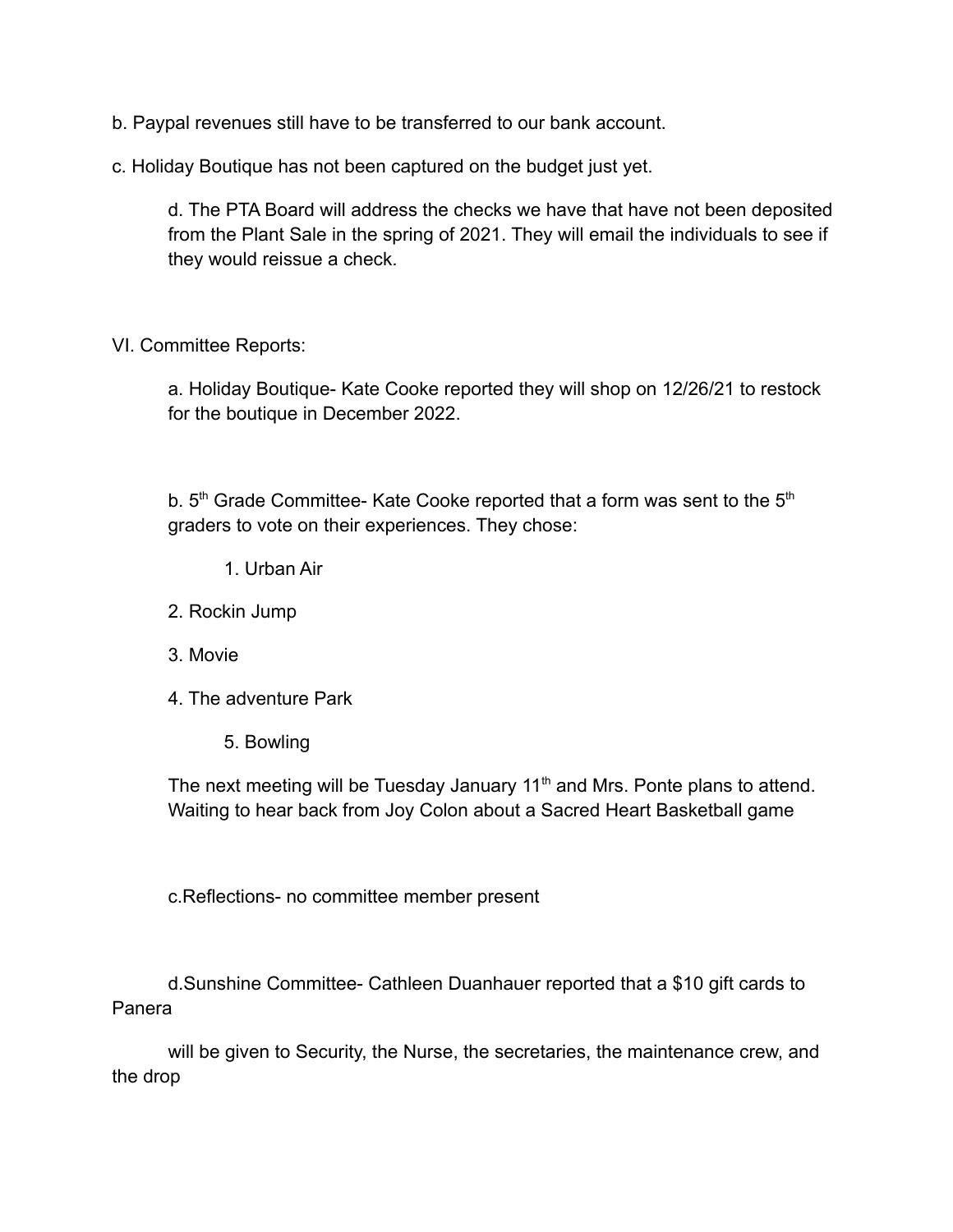b. Paypal revenues still have to be transferred to our bank account.

c. Holiday Boutique has not been captured on the budget just yet.

d. The PTA Board will address the checks we have that have not been deposited from the Plant Sale in the spring of 2021. They will email the individuals to see if they would reissue a check.

VI. Committee Reports:

a. Holiday Boutique- Kate Cooke reported they will shop on 12/26/21 to restock for the boutique in December 2022.

b. 5th Grade Committee- Kate Cooke reported that a form was sent to the 5th graders to vote on their experiences. They chose:

1. Urban Air
2. Rockin Jump
3. Movie
4. The adventure Park
5. Bowling

The next meeting will be Tuesday January 11th and Mrs. Ponte plans to attend. Waiting to hear back from Joy Colon about a Sacred Heart Basketball game

c.Reflections- no committee member present

d.Sunshine Committee- Cathleen Duanhauer reported that a $10 gift cards to Panera

will be given to Security, the Nurse, the secretaries, the maintenance crew, and the drop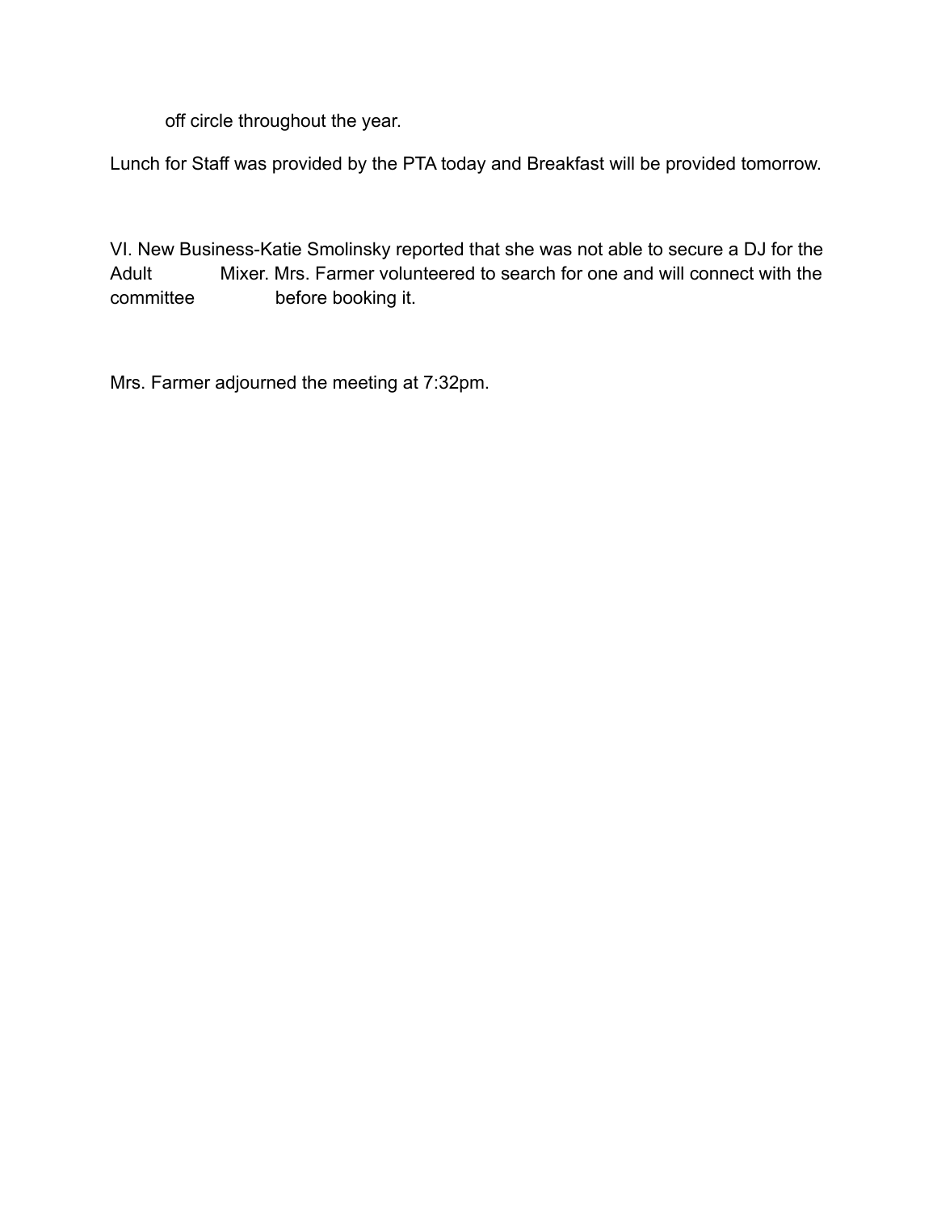off circle throughout the year.

Lunch for Staff was provided by the PTA today and Breakfast will be provided tomorrow.

VI. New Business-Katie Smolinsky reported that she was not able to secure a DJ for the Adult Mixer. Mrs. Farmer volunteered to search for one and will connect with the committee before booking it.

Mrs. Farmer adjourned the meeting at 7:32pm.